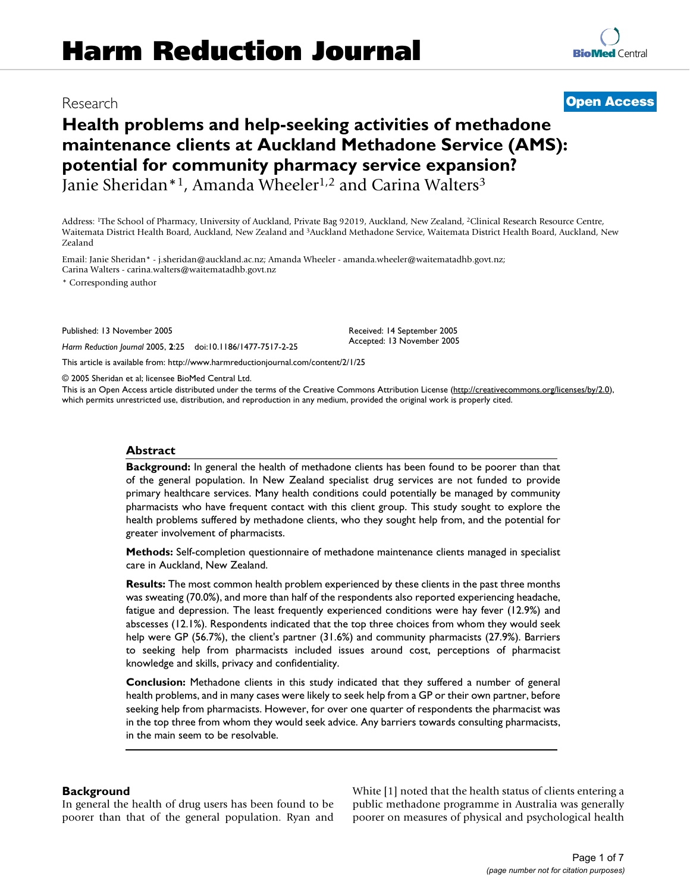# Harm Reduction Journal

Research

**Open Access**

## Health problems and help-seeking activities of methadone maintenance clients at Auckland Methadone Service (AMS): potential for community pharmacy service expansion?

Janie Sheridan*[1], Amanda Wheeler[1,2] and Carina Walters[3]

Address: [1]The School of Pharmacy, University of Auckland, Private Bag 92019, Auckland, New Zealand, [2]Clinical Research Resource Centre, Waitemata District Health Board, Auckland, New Zealand and [3]Auckland Methadone Service, Waitemata District Health Board, Auckland, New Zealand

Email: Janie Sheridan* - j.sheridan@auckland.ac.nz; Amanda Wheeler - amanda.wheeler@waitematadhb.govt.nz; Carina Walters - carina.walters@waitematadhb.govt.nz

* Corresponding author

Published: 13 November 2005

*Harm Reduction Journal* 2005, **2**:25 doi:10.1186/1477-7517-2-25

Received: 14 September 2005
Accepted: 13 November 2005

This article is available from: http://www.harmreductionjournal.com/content/2/1/25

© 2005 Sheridan et al; licensee BioMed Central Ltd.

This is an Open Access article distributed under the terms of the Creative Commons Attribution License (http://creativecommons.org/licenses/by/2.0), which permits unrestricted use, distribution, and reproduction in any medium, provided the original work is properly cited.

### Abstract

**Background:** In general the health of methadone clients has been found to be poorer than that of the general population. In New Zealand specialist drug services are not funded to provide primary healthcare services. Many health conditions could potentially be managed by community pharmacists who have frequent contact with this client group. This study sought to explore the health problems suffered by methadone clients, who they sought help from, and the potential for greater involvement of pharmacists.

**Methods:** Self-completion questionnaire of methadone maintenance clients managed in specialist care in Auckland, New Zealand.

**Results:** The most common health problem experienced by these clients in the past three months was sweating (70.0%), and more than half of the respondents also reported experiencing headache, fatigue and depression. The least frequently experienced conditions were hay fever (12.9%) and abscesses (12.1%). Respondents indicated that the top three choices from whom they would seek help were GP (56.7%), the client's partner (31.6%) and community pharmacists (27.9%). Barriers to seeking help from pharmacists included issues around cost, perceptions of pharmacist knowledge and skills, privacy and confidentiality.

**Conclusion:** Methadone clients in this study indicated that they suffered a number of general health problems, and in many cases were likely to seek help from a GP or their own partner, before seeking help from pharmacists. However, for over one quarter of respondents the pharmacist was in the top three from whom they would seek advice. Any barriers towards consulting pharmacists, in the main seem to be resolvable.

### Background

In general the health of drug users has been found to be poorer than that of the general population. Ryan and White [1] noted that the health status of clients entering a public methadone programme in Australia was generally poorer on measures of physical and psychological health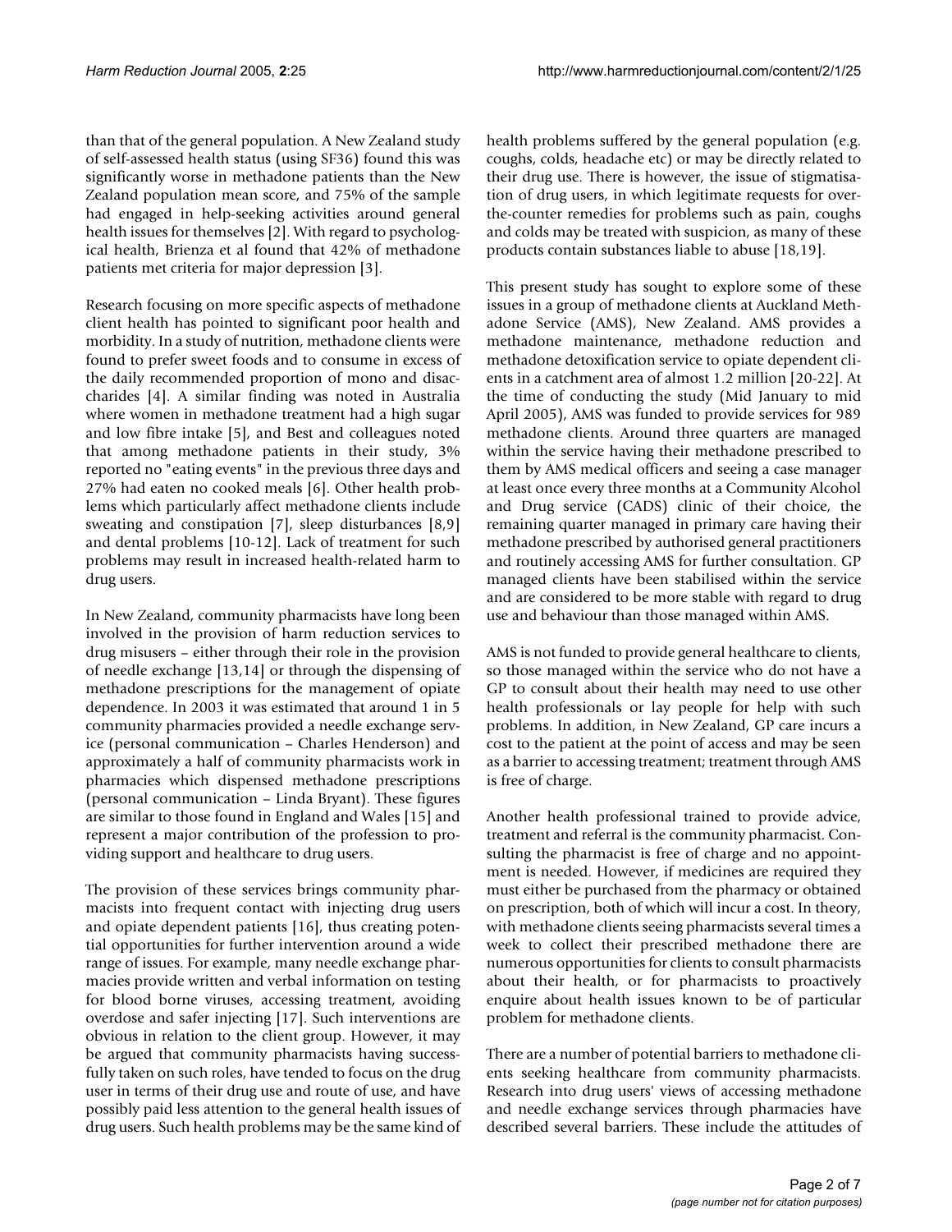than that of the general population. A New Zealand study of self-assessed health status (using SF36) found this was significantly worse in methadone patients than the New Zealand population mean score, and 75% of the sample had engaged in help-seeking activities around general health issues for themselves [2]. With regard to psychological health, Brienza et al found that 42% of methadone patients met criteria for major depression [3].

Research focusing on more specific aspects of methadone client health has pointed to significant poor health and morbidity. In a study of nutrition, methadone clients were found to prefer sweet foods and to consume in excess of the daily recommended proportion of mono and disaccharides [4]. A similar finding was noted in Australia where women in methadone treatment had a high sugar and low fibre intake [5], and Best and colleagues noted that among methadone patients in their study, 3% reported no "eating events" in the previous three days and 27% had eaten no cooked meals [6]. Other health problems which particularly affect methadone clients include sweating and constipation [7], sleep disturbances [8,9] and dental problems [10-12]. Lack of treatment for such problems may result in increased health-related harm to drug users.

In New Zealand, community pharmacists have long been involved in the provision of harm reduction services to drug misusers – either through their role in the provision of needle exchange [13,14] or through the dispensing of methadone prescriptions for the management of opiate dependence. In 2003 it was estimated that around 1 in 5 community pharmacies provided a needle exchange service (personal communication – Charles Henderson) and approximately a half of community pharmacists work in pharmacies which dispensed methadone prescriptions (personal communication – Linda Bryant). These figures are similar to those found in England and Wales [15] and represent a major contribution of the profession to providing support and healthcare to drug users.

The provision of these services brings community pharmacists into frequent contact with injecting drug users and opiate dependent patients [16], thus creating potential opportunities for further intervention around a wide range of issues. For example, many needle exchange pharmacies provide written and verbal information on testing for blood borne viruses, accessing treatment, avoiding overdose and safer injecting [17]. Such interventions are obvious in relation to the client group. However, it may be argued that community pharmacists having successfully taken on such roles, have tended to focus on the drug user in terms of their drug use and route of use, and have possibly paid less attention to the general health issues of drug users. Such health problems may be the same kind of health problems suffered by the general population (e.g. coughs, colds, headache etc) or may be directly related to their drug use. There is however, the issue of stigmatisation of drug users, in which legitimate requests for over-the-counter remedies for problems such as pain, coughs and colds may be treated with suspicion, as many of these products contain substances liable to abuse [18,19].

This present study has sought to explore some of these issues in a group of methadone clients at Auckland Methadone Service (AMS), New Zealand. AMS provides a methadone maintenance, methadone reduction and methadone detoxification service to opiate dependent clients in a catchment area of almost 1.2 million [20-22]. At the time of conducting the study (Mid January to mid April 2005), AMS was funded to provide services for 989 methadone clients. Around three quarters are managed within the service having their methadone prescribed to them by AMS medical officers and seeing a case manager at least once every three months at a Community Alcohol and Drug service (CADS) clinic of their choice, the remaining quarter managed in primary care having their methadone prescribed by authorised general practitioners and routinely accessing AMS for further consultation. GP managed clients have been stabilised within the service and are considered to be more stable with regard to drug use and behaviour than those managed within AMS.

AMS is not funded to provide general healthcare to clients, so those managed within the service who do not have a GP to consult about their health may need to use other health professionals or lay people for help with such problems. In addition, in New Zealand, GP care incurs a cost to the patient at the point of access and may be seen as a barrier to accessing treatment; treatment through AMS is free of charge.

Another health professional trained to provide advice, treatment and referral is the community pharmacist. Consulting the pharmacist is free of charge and no appointment is needed. However, if medicines are required they must either be purchased from the pharmacy or obtained on prescription, both of which will incur a cost. In theory, with methadone clients seeing pharmacists several times a week to collect their prescribed methadone there are numerous opportunities for clients to consult pharmacists about their health, or for pharmacists to proactively enquire about health issues known to be of particular problem for methadone clients.

There are a number of potential barriers to methadone clients seeking healthcare from community pharmacists. Research into drug users' views of accessing methadone and needle exchange services through pharmacies have described several barriers. These include the attitudes of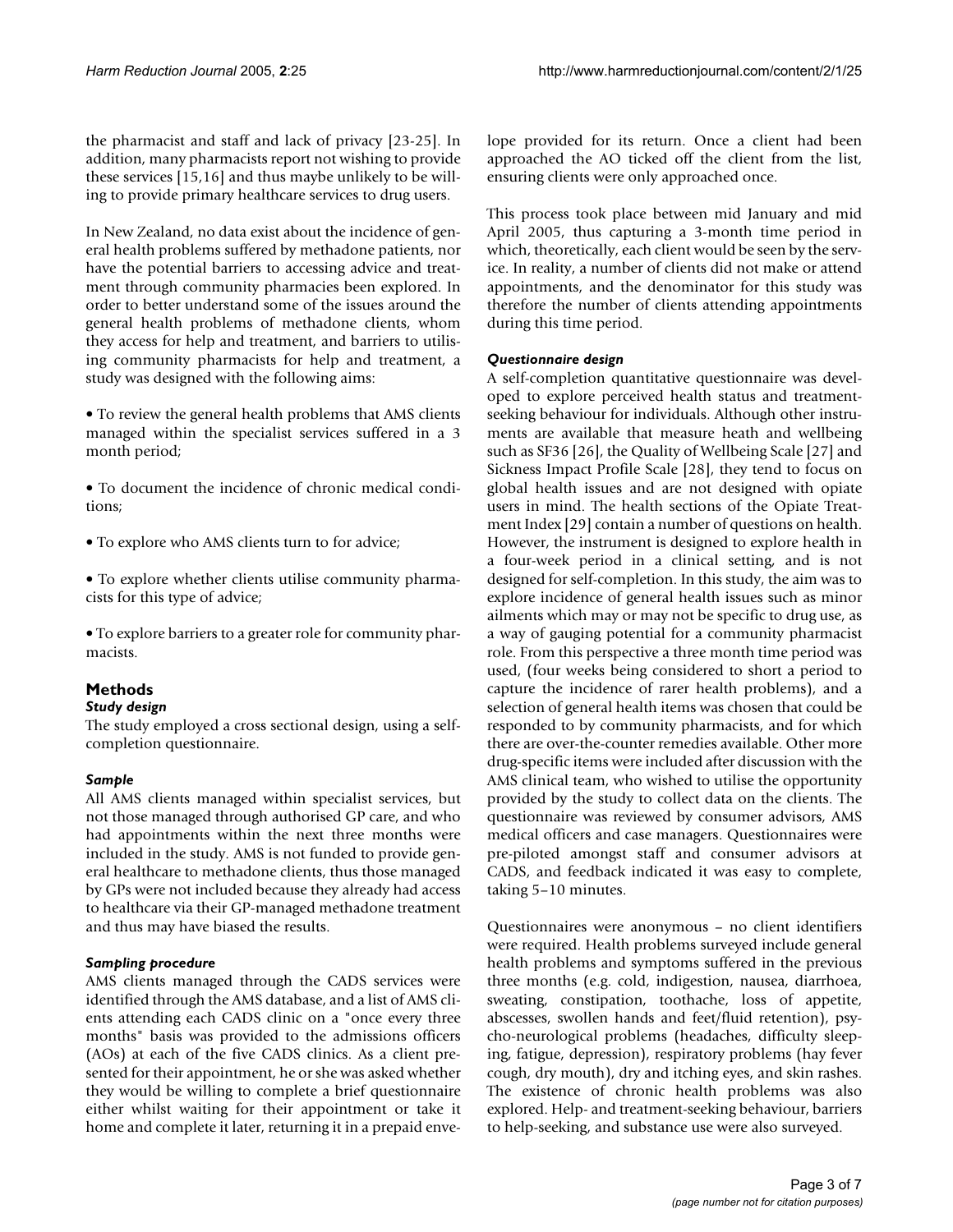the pharmacist and staff and lack of privacy [23-25]. In addition, many pharmacists report not wishing to provide these services [15,16] and thus maybe unlikely to be willing to provide primary healthcare services to drug users.

In New Zealand, no data exist about the incidence of general health problems suffered by methadone patients, nor have the potential barriers to accessing advice and treatment through community pharmacies been explored. In order to better understand some of the issues around the general health problems of methadone clients, whom they access for help and treatment, and barriers to utilising community pharmacists for help and treatment, a study was designed with the following aims:

• To review the general health problems that AMS clients managed within the specialist services suffered in a 3 month period;

• To document the incidence of chronic medical conditions;

• To explore who AMS clients turn to for advice;

• To explore whether clients utilise community pharmacists for this type of advice;

• To explore barriers to a greater role for community pharmacists.

## Methods

### *Study design*

The study employed a cross sectional design, using a self-completion questionnaire.

### *Sample*

All AMS clients managed within specialist services, but not those managed through authorised GP care, and who had appointments within the next three months were included in the study. AMS is not funded to provide general healthcare to methadone clients, thus those managed by GPs were not included because they already had access to healthcare via their GP-managed methadone treatment and thus may have biased the results.

### *Sampling procedure*

AMS clients managed through the CADS services were identified through the AMS database, and a list of AMS clients attending each CADS clinic on a "once every three months" basis was provided to the admissions officers (AOs) at each of the five CADS clinics. As a client presented for their appointment, he or she was asked whether they would be willing to complete a brief questionnaire either whilst waiting for their appointment or take it home and complete it later, returning it in a prepaid envelope provided for its return. Once a client had been approached the AO ticked off the client from the list, ensuring clients were only approached once.

This process took place between mid January and mid April 2005, thus capturing a 3-month time period in which, theoretically, each client would be seen by the service. In reality, a number of clients did not make or attend appointments, and the denominator for this study was therefore the number of clients attending appointments during this time period.

### *Questionnaire design*

A self-completion quantitative questionnaire was developed to explore perceived health status and treatment-seeking behaviour for individuals. Although other instruments are available that measure heath and wellbeing such as SF36 [26], the Quality of Wellbeing Scale [27] and Sickness Impact Profile Scale [28], they tend to focus on global health issues and are not designed with opiate users in mind. The health sections of the Opiate Treatment Index [29] contain a number of questions on health. However, the instrument is designed to explore health in a four-week period in a clinical setting, and is not designed for self-completion. In this study, the aim was to explore incidence of general health issues such as minor ailments which may or may not be specific to drug use, as a way of gauging potential for a community pharmacist role. From this perspective a three month time period was used, (four weeks being considered to short a period to capture the incidence of rarer health problems), and a selection of general health items was chosen that could be responded to by community pharmacists, and for which there are over-the-counter remedies available. Other more drug-specific items were included after discussion with the AMS clinical team, who wished to utilise the opportunity provided by the study to collect data on the clients. The questionnaire was reviewed by consumer advisors, AMS medical officers and case managers. Questionnaires were pre-piloted amongst staff and consumer advisors at CADS, and feedback indicated it was easy to complete, taking 5–10 minutes.

Questionnaires were anonymous – no client identifiers were required. Health problems surveyed include general health problems and symptoms suffered in the previous three months (e.g. cold, indigestion, nausea, diarrhoea, sweating, constipation, toothache, loss of appetite, abscesses, swollen hands and feet/fluid retention), psycho-neurological problems (headaches, difficulty sleeping, fatigue, depression), respiratory problems (hay fever cough, dry mouth), dry and itching eyes, and skin rashes. The existence of chronic health problems was also explored. Help- and treatment-seeking behaviour, barriers to help-seeking, and substance use were also surveyed.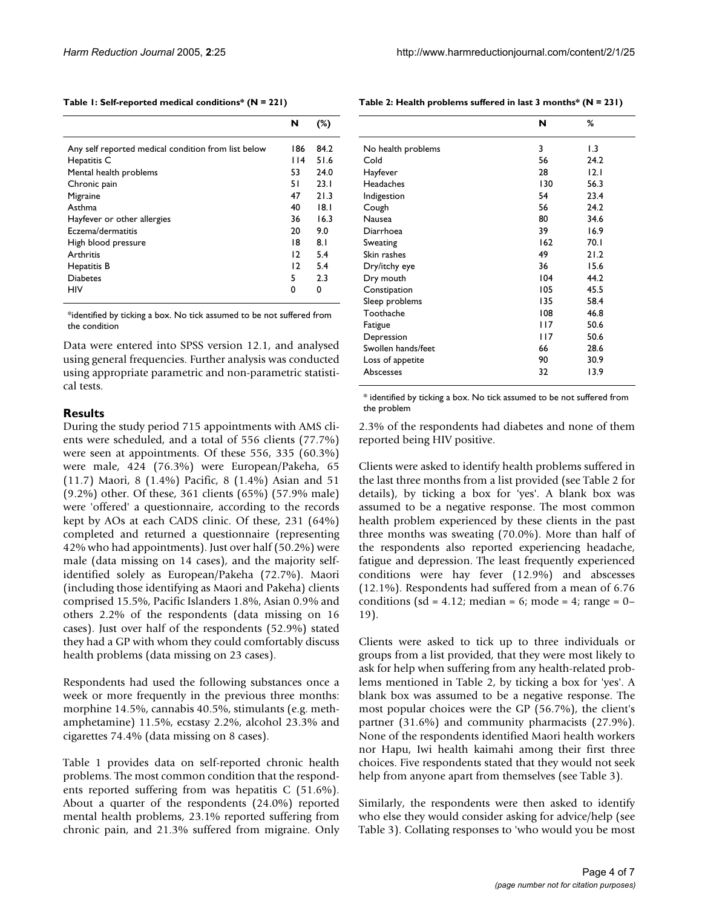**Table 1: Self-reported medical conditions* (N = 221)**

| | N | (%) |
|---|---|---|
| Any self reported medical condition from list below | 186 | 84.2 |
| Hepatitis C | 114 | 51.6 |
| Mental health problems | 53 | 24.0 |
| Chronic pain | 51 | 23.1 |
| Migraine | 47 | 21.3 |
| Asthma | 40 | 18.1 |
| Hayfever or other allergies | 36 | 16.3 |
| Eczema/dermatitis | 20 | 9.0 |
| High blood pressure | 18 | 8.1 |
| Arthritis | 12 | 5.4 |
| Hepatitis B | 12 | 5.4 |
| Diabetes | 5 | 2.3 |
| HIV | 0 | 0 |

*identified by ticking a box. No tick assumed to be not suffered from the condition

Data were entered into SPSS version 12.1, and analysed using general frequencies. Further analysis was conducted using appropriate parametric and non-parametric statistical tests.

## Results

During the study period 715 appointments with AMS clients were scheduled, and a total of 556 clients (77.7%) were seen at appointments. Of these 556, 335 (60.3%) were male, 424 (76.3%) were European/Pakeha, 65 (11.7) Maori, 8 (1.4%) Pacific, 8 (1.4%) Asian and 51 (9.2%) other. Of these, 361 clients (65%) (57.9% male) were 'offered' a questionnaire, according to the records kept by AOs at each CADS clinic. Of these, 231 (64%) completed and returned a questionnaire (representing 42% who had appointments). Just over half (50.2%) were male (data missing on 14 cases), and the majority self-identified solely as European/Pakeha (72.7%). Maori (including those identifying as Maori and Pakeha) clients comprised 15.5%, Pacific Islanders 1.8%, Asian 0.9% and others 2.2% of the respondents (data missing on 16 cases). Just over half of the respondents (52.9%) stated they had a GP with whom they could comfortably discuss health problems (data missing on 23 cases).

Respondents had used the following substances once a week or more frequently in the previous three months: morphine 14.5%, cannabis 40.5%, stimulants (e.g. methamphetamine) 11.5%, ecstasy 2.2%, alcohol 23.3% and cigarettes 74.4% (data missing on 8 cases).

Table 1 provides data on self-reported chronic health problems. The most common condition that the respondents reported suffering from was hepatitis C (51.6%). About a quarter of the respondents (24.0%) reported mental health problems, 23.1% reported suffering from chronic pain, and 21.3% suffered from migraine. Only 2.3% of the respondents had diabetes and none of them reported being HIV positive.

**Table 2: Health problems suffered in last 3 months* (N = 231)**

| | N | % |
|---|---|---|
| No health problems | 3 | 1.3 |
| Cold | 56 | 24.2 |
| Hayfever | 28 | 12.1 |
| Headaches | 130 | 56.3 |
| Indigestion | 54 | 23.4 |
| Cough | 56 | 24.2 |
| Nausea | 80 | 34.6 |
| Diarrhoea | 39 | 16.9 |
| Sweating | 162 | 70.1 |
| Skin rashes | 49 | 21.2 |
| Dry/itchy eye | 36 | 15.6 |
| Dry mouth | 104 | 44.2 |
| Constipation | 105 | 45.5 |
| Sleep problems | 135 | 58.4 |
| Toothache | 108 | 46.8 |
| Fatigue | 117 | 50.6 |
| Depression | 117 | 50.6 |
| Swollen hands/feet | 66 | 28.6 |
| Loss of appetite | 90 | 30.9 |
| Abscesses | 32 | 13.9 |

* identified by ticking a box. No tick assumed to be not suffered from the problem

Clients were asked to identify health problems suffered in the last three months from a list provided (see Table 2 for details), by ticking a box for 'yes'. A blank box was assumed to be a negative response. The most common health problem experienced by these clients in the past three months was sweating (70.0%). More than half of the respondents also reported experiencing headache, fatigue and depression. The least frequently experienced conditions were hay fever (12.9%) and abscesses (12.1%). Respondents had suffered from a mean of 6.76 conditions (sd = 4.12; median = 6; mode = 4; range = 0–19).

Clients were asked to tick up to three individuals or groups from a list provided, that they were most likely to ask for help when suffering from any health-related problems mentioned in Table 2, by ticking a box for 'yes'. A blank box was assumed to be a negative response. The most popular choices were the GP (56.7%), the client's partner (31.6%) and community pharmacists (27.9%). None of the respondents identified Maori health workers nor Hapu, Iwi health kaimahi among their first three choices. Five respondents stated that they would not seek help from anyone apart from themselves (see Table 3).

Similarly, the respondents were then asked to identify who else they would consider asking for advice/help (see Table 3). Collating responses to 'who would you be most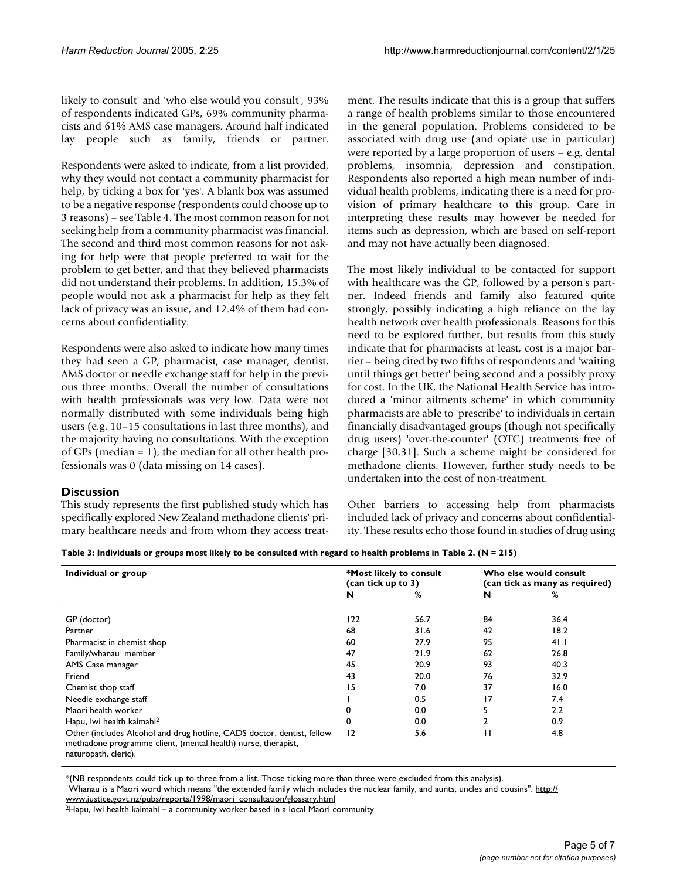likely to consult' and 'who else would you consult', 93% of respondents indicated GPs, 69% community pharmacists and 61% AMS case managers. Around half indicated lay people such as family, friends or partner.

Respondents were asked to indicate, from a list provided, why they would not contact a community pharmacist for help, by ticking a box for 'yes'. A blank box was assumed to be a negative response (respondents could choose up to 3 reasons) – see Table 4. The most common reason for not seeking help from a community pharmacist was financial. The second and third most common reasons for not asking for help were that people preferred to wait for the problem to get better, and that they believed pharmacists did not understand their problems. In addition, 15.3% of people would not ask a pharmacist for help as they felt lack of privacy was an issue, and 12.4% of them had concerns about confidentiality.

Respondents were also asked to indicate how many times they had seen a GP, pharmacist, case manager, dentist, AMS doctor or needle exchange staff for help in the previous three months. Overall the number of consultations with health professionals was very low. Data were not normally distributed with some individuals being high users (e.g. 10–15 consultations in last three months), and the majority having no consultations. With the exception of GPs (median = 1), the median for all other health professionals was 0 (data missing on 14 cases).

## Discussion

This study represents the first published study which has specifically explored New Zealand methadone clients' primary healthcare needs and from whom they access treatment. The results indicate that this is a group that suffers a range of health problems similar to those encountered in the general population. Problems considered to be associated with drug use (and opiate use in particular) were reported by a large proportion of users – e.g. dental problems, insomnia, depression and constipation. Respondents also reported a high mean number of individual health problems, indicating there is a need for provision of primary healthcare to this group. Care in interpreting these results may however be needed for items such as depression, which are based on self-report and may not have actually been diagnosed.

The most likely individual to be contacted for support with healthcare was the GP, followed by a person's partner. Indeed friends and family also featured quite strongly, possibly indicating a high reliance on the lay health network over health professionals. Reasons for this need to be explored further, but results from this study indicate that for pharmacists at least, cost is a major barrier – being cited by two fifths of respondents and 'waiting until things get better' being second and a possibly proxy for cost. In the UK, the National Health Service has introduced a 'minor ailments scheme' in which community pharmacists are able to 'prescribe' to individuals in certain financially disadvantaged groups (though not specifically drug users) 'over-the-counter' (OTC) treatments free of charge [30,31]. Such a scheme might be considered for methadone clients. However, further study needs to be undertaken into the cost of non-treatment.

Other barriers to accessing help from pharmacists included lack of privacy and concerns about confidentiality. These results echo those found in studies of drug using

**Table 3: Individuals or groups most likely to be consulted with regard to health problems in Table 2. (N = 215)**

| Individual or group | *Most likely to consult (can tick up to 3) | | Who else would consult (can tick as many as required) | |
|---|---|---|---|---|
| | N | % | N | % |
| GP (doctor) | 122 | 56.7 | 84 | 36.4 |
| Partner | 68 | 31.6 | 42 | 18.2 |
| Pharmacist in chemist shop | 60 | 27.9 | 95 | 41.1 |
| Family/whanau[1] member | 47 | 21.9 | 62 | 26.8 |
| AMS Case manager | 45 | 20.9 | 93 | 40.3 |
| Friend | 43 | 20.0 | 76 | 32.9 |
| Chemist shop staff | 15 | 7.0 | 37 | 16.0 |
| Needle exchange staff | 1 | 0.5 | 17 | 7.4 |
| Maori health worker | 0 | 0.0 | 5 | 2.2 |
| Hapu, Iwi health kaimahi[2] | 0 | 0.0 | 2 | 0.9 |
| Other (includes Alcohol and drug hotline, CADS doctor, dentist, fellow methadone programme client, (mental health) nurse, therapist, naturopath, cleric). | 12 | 5.6 | 11 | 4.8 |

*(NB respondents could tick up to three from a list. Those ticking more than three were excluded from this analysis).

[1]Whanau is a Maori word which means "the extended family which includes the nuclear family, and aunts, uncles and cousins". http://www.justice.govt.nz/pubs/reports/1998/maori_consultation/glossary.html

[2]Hapu, Iwi health kaimahi – a community worker based in a local Maori community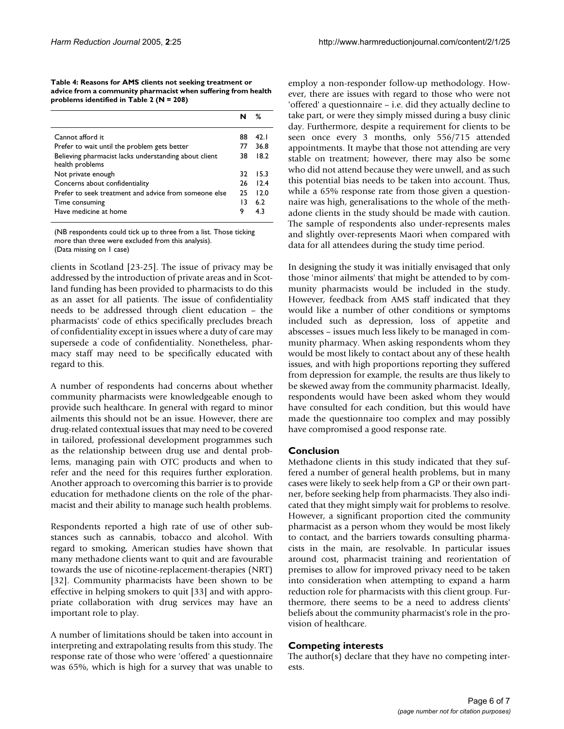**Table 4: Reasons for AMS clients not seeking treatment or advice from a community pharmacist when suffering from health problems identified in Table 2 (N = 208)**

| | N | % |
|---|---|---|
| Cannot afford it | 88 | 42.1 |
| Prefer to wait until the problem gets better | 77 | 36.8 |
| Believing pharmacist lacks understanding about client health problems | 38 | 18.2 |
| Not private enough | 32 | 15.3 |
| Concerns about confidentiality | 26 | 12.4 |
| Prefer to seek treatment and advice from someone else | 25 | 12.0 |
| Time consuming | 13 | 6.2 |
| Have medicine at home | 9 | 4.3 |

(NB respondents could tick up to three from a list. Those ticking more than three were excluded from this analysis).
(Data missing on 1 case)

clients in Scotland [23-25]. The issue of privacy may be addressed by the introduction of private areas and in Scotland funding has been provided to pharmacists to do this as an asset for all patients. The issue of confidentiality needs to be addressed through client education – the pharmacists' code of ethics specifically precludes breach of confidentiality except in issues where a duty of care may supersede a code of confidentiality. Nonetheless, pharmacy staff may need to be specifically educated with regard to this.

A number of respondents had concerns about whether community pharmacists were knowledgeable enough to provide such healthcare. In general with regard to minor ailments this should not be an issue. However, there are drug-related contextual issues that may need to be covered in tailored, professional development programmes such as the relationship between drug use and dental problems, managing pain with OTC products and when to refer and the need for this requires further exploration. Another approach to overcoming this barrier is to provide education for methadone clients on the role of the pharmacist and their ability to manage such health problems.

Respondents reported a high rate of use of other substances such as cannabis, tobacco and alcohol. With regard to smoking, American studies have shown that many methadone clients want to quit and are favourable towards the use of nicotine-replacement-therapies (NRT) [32]. Community pharmacists have been shown to be effective in helping smokers to quit [33] and with appropriate collaboration with drug services may have an important role to play.

A number of limitations should be taken into account in interpreting and extrapolating results from this study. The response rate of those who were 'offered' a questionnaire was 65%, which is high for a survey that was unable to employ a non-responder follow-up methodology. However, there are issues with regard to those who were not 'offered' a questionnaire – i.e. did they actually decline to take part, or were they simply missed during a busy clinic day. Furthermore, despite a requirement for clients to be seen once every 3 months, only 556/715 attended appointments. It maybe that those not attending are very stable on treatment; however, there may also be some who did not attend because they were unwell, and as such this potential bias needs to be taken into account. Thus, while a 65% response rate from those given a questionnaire was high, generalisations to the whole of the methadone clients in the study should be made with caution. The sample of respondents also under-represents males and slightly over-represents Maori when compared with data for all attendees during the study time period.

In designing the study it was initially envisaged that only those 'minor ailments' that might be attended to by community pharmacists would be included in the study. However, feedback from AMS staff indicated that they would like a number of other conditions or symptoms included such as depression, loss of appetite and abscesses – issues much less likely to be managed in community pharmacy. When asking respondents whom they would be most likely to contact about any of these health issues, and with high proportions reporting they suffered from depression for example, the results are thus likely to be skewed away from the community pharmacist. Ideally, respondents would have been asked whom they would have consulted for each condition, but this would have made the questionnaire too complex and may possibly have compromised a good response rate.

## Conclusion

Methadone clients in this study indicated that they suffered a number of general health problems, but in many cases were likely to seek help from a GP or their own partner, before seeking help from pharmacists. They also indicated that they might simply wait for problems to resolve. However, a significant proportion cited the community pharmacist as a person whom they would be most likely to contact, and the barriers towards consulting pharmacists in the main, are resolvable. In particular issues around cost, pharmacist training and reorientation of premises to allow for improved privacy need to be taken into consideration when attempting to expand a harm reduction role for pharmacists with this client group. Furthermore, there seems to be a need to address clients' beliefs about the community pharmacist's role in the provision of healthcare.

## Competing interests

The author(s) declare that they have no competing interests.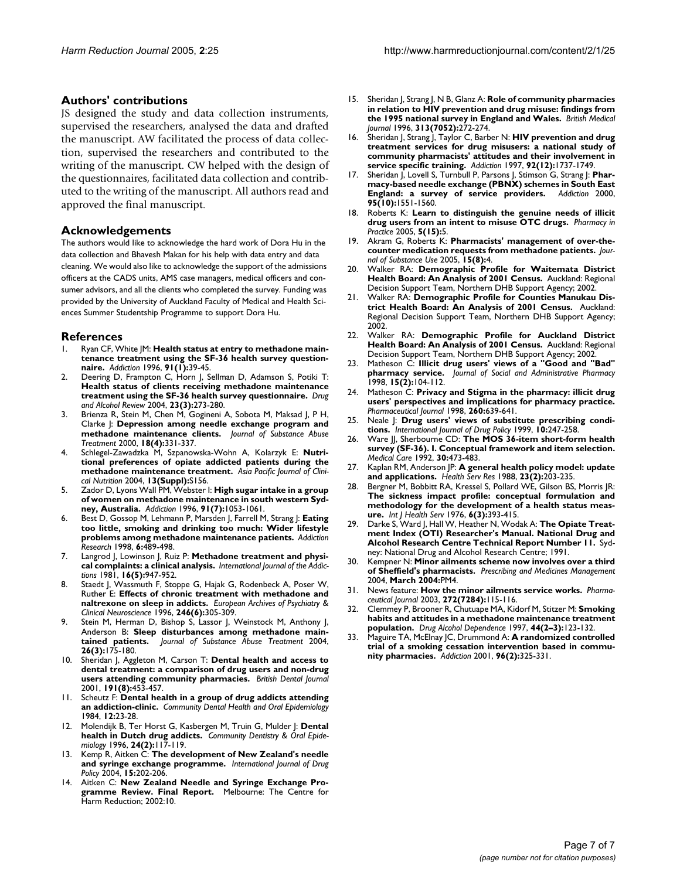## Authors' contributions

JS designed the study and data collection instruments, supervised the researchers, analysed the data and drafted the manuscript. AW facilitated the process of data collection, supervised the researchers and contributed to the writing of the manuscript. CW helped with the design of the questionnaires, facilitated data collection and contributed to the writing of the manuscript. All authors read and approved the final manuscript.

## Acknowledgements

The authors would like to acknowledge the hard work of Dora Hu in the data collection and Bhavesh Makan for his help with data entry and data cleaning. We would also like to acknowledge the support of the admissions officers at the CADS units, AMS case managers, medical officers and consumer advisors, and all the clients who completed the survey. Funding was provided by the University of Auckland Faculty of Medical and Health Sciences Summer Studentship Programme to support Dora Hu.

## References

1. Ryan CF, White JM: **Health status at entry to methadone maintenance treatment using the SF-36 health survey questionnaire.** *Addiction* 1996, **91(1)**:39-45.
2. Deering D, Frampton C, Horn J, Sellman D, Adamson S, Potiki T: **Health status of clients receiving methadone maintenance treatment using the SF-36 health survey questionnaire.** *Drug and Alcohol Review* 2004, **23(3)**:273-280.
3. Brienza R, Stein M, Chen M, Gogineni A, Sobota M, Maksad J, P H, Clarke J: **Depression among needle exchange program and methadone maintenance clients.** *Journal of Substance Abuse Treatment* 2000, **18(4)**:331-337.
4. Schlegel-Zawadzka M, Szpanowska-Wohn A, Kolarzyk E: **Nutritional preferences of opiate addicted patients during the methadone maintenance treatment.** *Asia Pacific Journal of Clinical Nutrition* 2004, **13(Suppl)**:S156.
5. Zador D, Lyons Wall PM, Webster I: **High sugar intake in a group of women on methadone maintenance in south western Sydney, Australia.** *Addiction* 1996, **91(7)**:1053-1061.
6. Best D, Gossop M, Lehmann P, Marsden J, Farrell M, Strang J: **Eating too little, smoking and drinking too much: Wider lifestyle problems among methadone maintenance patients.** *Addiction Research* 1998, **6**:489-498.
7. Langrod J, Lowinson J, Ruiz P: **Methadone treatment and physical complaints: a clinical analysis.** *International Journal of the Addictions* 1981, **16(5)**:947-952.
8. Staedt J, Wassmuth F, Stoppe G, Hajak G, Rodenbeck A, Poser W, Ruther E: **Effects of chronic treatment with methadone and naltrexone on sleep in addicts.** *European Archives of Psychiatry & Clinical Neuroscience* 1996, **246(6)**:305-309.
9. Stein M, Herman D, Bishop S, Lassor J, Weinstock M, Anthony J, Anderson B: **Sleep disturbances among methadone maintained patients.** *Journal of Substance Abuse Treatment* 2004, **26(3)**:175-180.
10. Sheridan J, Aggleton M, Carson T: **Dental health and access to dental treatment: a comparison of drug users and non-drug users attending community pharmacies.** *British Dental Journal* 2001, **191(8)**:453-457.
11. Scheutz F: **Dental health in a group of drug addicts attending an addiction-clinic.** *Community Dental Health and Oral Epidemiology* 1984, **12**:23-28.
12. Molendijk B, Ter Horst G, Kasbergen M, Truin G, Mulder J: **Dental health in Dutch drug addicts.** *Community Dentistry & Oral Epidemiology* 1996, **24(2)**:117-119.
13. Kemp R, Aitken C: **The development of New Zealand's needle and syringe exchange programme.** *International Journal of Drug Policy* 2004, **15**:202-206.
14. Aitken C: **New Zealand Needle and Syringe Exchange Programme Review. Final Report.** Melbourne: The Centre for Harm Reduction; 2002:10.
15. Sheridan J, Strang J, N B, Glanz A: **Role of community pharmacies in relation to HIV prevention and drug misuse: findings from the 1995 national survey in England and Wales.** *British Medical Journal* 1996, **313(7052)**:272-274.
16. Sheridan J, Strang J, Taylor C, Barber N: **HIV prevention and drug treatment services for drug misusers: a national study of community pharmacists' attitudes and their involvement in service specific training.** *Addiction* 1997, **92(12)**:1737-1749.
17. Sheridan J, Lovell S, Turnbull P, Parsons J, Stimson G, Strang J: **Pharmacy-based needle exchange (PBNX) schemes in South East England: a survey of service providers.** *Addiction* 2000, **95(10)**:1551-1560.
18. Roberts K: **Learn to distinguish the genuine needs of illicit drug users from an intent to misuse OTC drugs.** *Pharmacy in Practice* 2005, **5(15)**:5.
19. Akram G, Roberts K: **Pharmacists' management of over-the-counter medication requests from methadone patients.** *Journal of Substance Use* 2005, **15(8)**:4.
20. Walker RA: **Demographic Profile for Waitemata District Health Board: An Analysis of 2001 Census.** Auckland: Regional Decision Support Team, Northern DHB Support Agency; 2002.
21. Walker RA: **Demographic Profile for Counties Manukau District Health Board: An Analysis of 2001 Census.** Auckland: Regional Decision Support Team, Northern DHB Support Agency; 2002.
22. Walker RA: **Demographic Profile for Auckland District Health Board: An Analysis of 2001 Census.** Auckland: Regional Decision Support Team, Northern DHB Support Agency; 2002.
23. Matheson C: **Illicit drug users' views of a "Good and "Bad" pharmacy service.** *Journal of Social and Administrative Pharmacy* 1998, **15(2)**:104-112.
24. Matheson C: **Privacy and Stigma in the pharmacy: illicit drug users' perspectives and implications for pharmacy practice.** *Pharmaceutical Journal* 1998, **260**:639-641.
25. Neale J: **Drug users' views of substitute prescribing conditions.** *International Journal of Drug Policy* 1999, **10**:247-258.
26. Ware JJ, Sherbourne CD: **The MOS 36-item short-form health survey (SF-36). I. Conceptual framework and item selection.** *Medical Care* 1992, **30**:473-483.
27. Kaplan RM, Anderson JP: **A general health policy model: update and applications.** *Health Serv Res* 1988, **23(2)**:203-235.
28. Bergner M, Bobbitt RA, Kressel S, Pollard WE, Gilson BS, Morris JR: **The sickness impact profile: conceptual formulation and methodology for the development of a health status measure.** *Int J Health Serv* 1976, **6(3)**:393-415.
29. Darke S, Ward J, Hall W, Heather N, Wodak A: **The Opiate Treatment Index (OTI) Researcher's Manual. National Drug and Alcohol Research Centre Technical Report Number 11.** Sydney: National Drug and Alcohol Research Centre; 1991.
30. Kempner N: **Minor ailments scheme now involves over a third of Sheffield's pharmacists.** *Prescribing and Medicines Management* 2004, **March 2004**:PM4.
31. News feature: **How the minor ailments service works.** *Pharmaceutical Journal* 2003, **272(7284)**:115-116.
32. Clemmey P, Brooner R, Chutuape MA, Kidorf M, Stitzer M: **Smoking habits and attitudes in a methadone maintenance treatment population.** *Drug Alcohol Dependence* 1997, **44(2–3)**:123-132.
33. Maguire TA, McElnay JC, Drummond A: **A randomized controlled trial of a smoking cessation intervention based in community pharmacies.** *Addiction* 2001, **96(2)**:325-331.